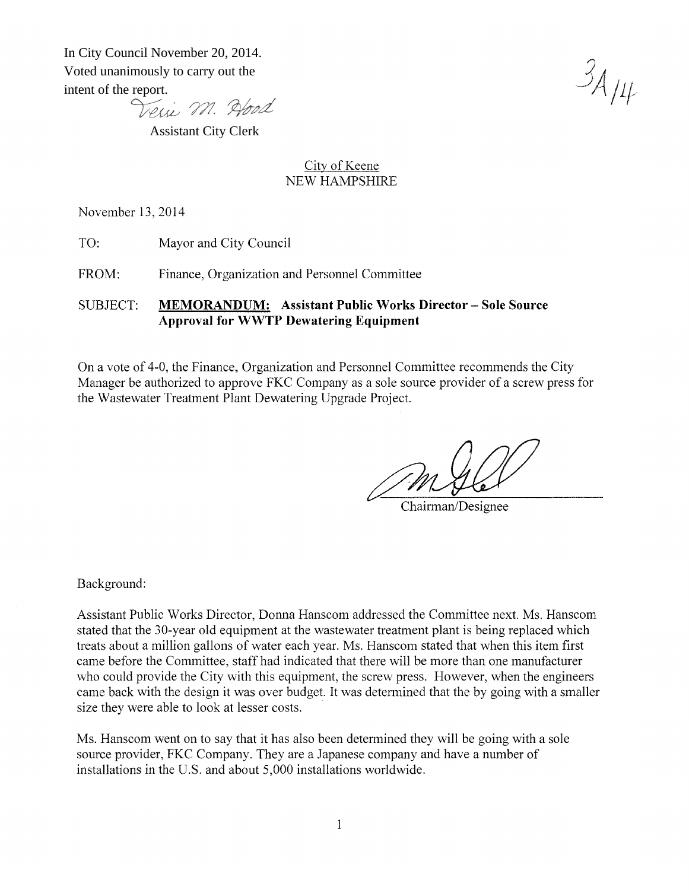In City Council November 20, 2014.
Voted unanimously to carry out the intent of the report.

Terri M. Hood
Assistant City Clerk

3A/14

City of Keene
NEW HAMPSHIRE

November 13, 2014

TO: Mayor and City Council

FROM: Finance, Organization and Personnel Committee

SUBJECT: **MEMORANDUM: Assistant Public Works Director – Sole Source Approval for WWTP Dewatering Equipment**

On a vote of 4-0, the Finance, Organization and Personnel Committee recommends the City Manager be authorized to approve FKC Company as a sole source provider of a screw press for the Wastewater Treatment Plant Dewatering Upgrade Project.

Chairman/Designee

Background:

Assistant Public Works Director, Donna Hanscom addressed the Committee next. Ms. Hanscom stated that the 30-year old equipment at the wastewater treatment plant is being replaced which treats about a million gallons of water each year. Ms. Hanscom stated that when this item first came before the Committee, staff had indicated that there will be more than one manufacturer who could provide the City with this equipment, the screw press. However, when the engineers came back with the design it was over budget. It was determined that the by going with a smaller size they were able to look at lesser costs.

Ms. Hanscom went on to say that it has also been determined they will be going with a sole source provider, FKC Company. They are a Japanese company and have a number of installations in the U.S. and about 5,000 installations worldwide.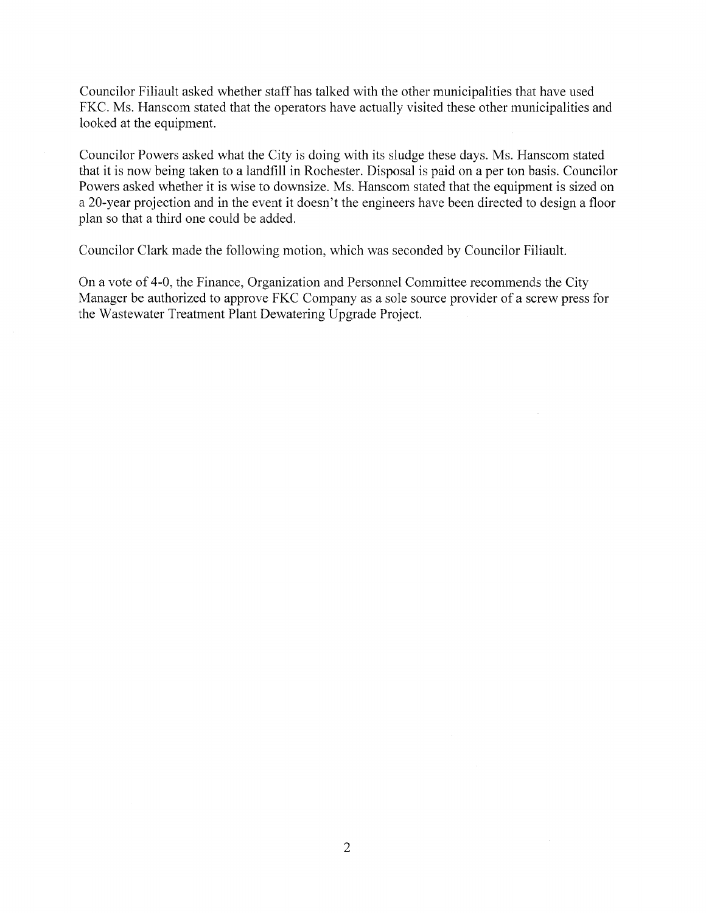Councilor Filiault asked whether staff has talked with the other municipalities that have used FKC. Ms. Hanscom stated that the operators have actually visited these other municipalities and looked at the equipment.

Councilor Powers asked what the City is doing with its sludge these days. Ms. Hanscom stated that it is now being taken to a landfill in Rochester. Disposal is paid on a per ton basis. Councilor Powers asked whether it is wise to downsize. Ms. Hanscom stated that the equipment is sized on a 20-year projection and in the event it doesn't the engineers have been directed to design a floor plan so that a third one could be added.

Councilor Clark made the following motion, which was seconded by Councilor Filiault.

On a vote of 4-0, the Finance, Organization and Personnel Committee recommends the City Manager be authorized to approve FKC Company as a sole source provider of a screw press for the Wastewater Treatment Plant Dewatering Upgrade Project.